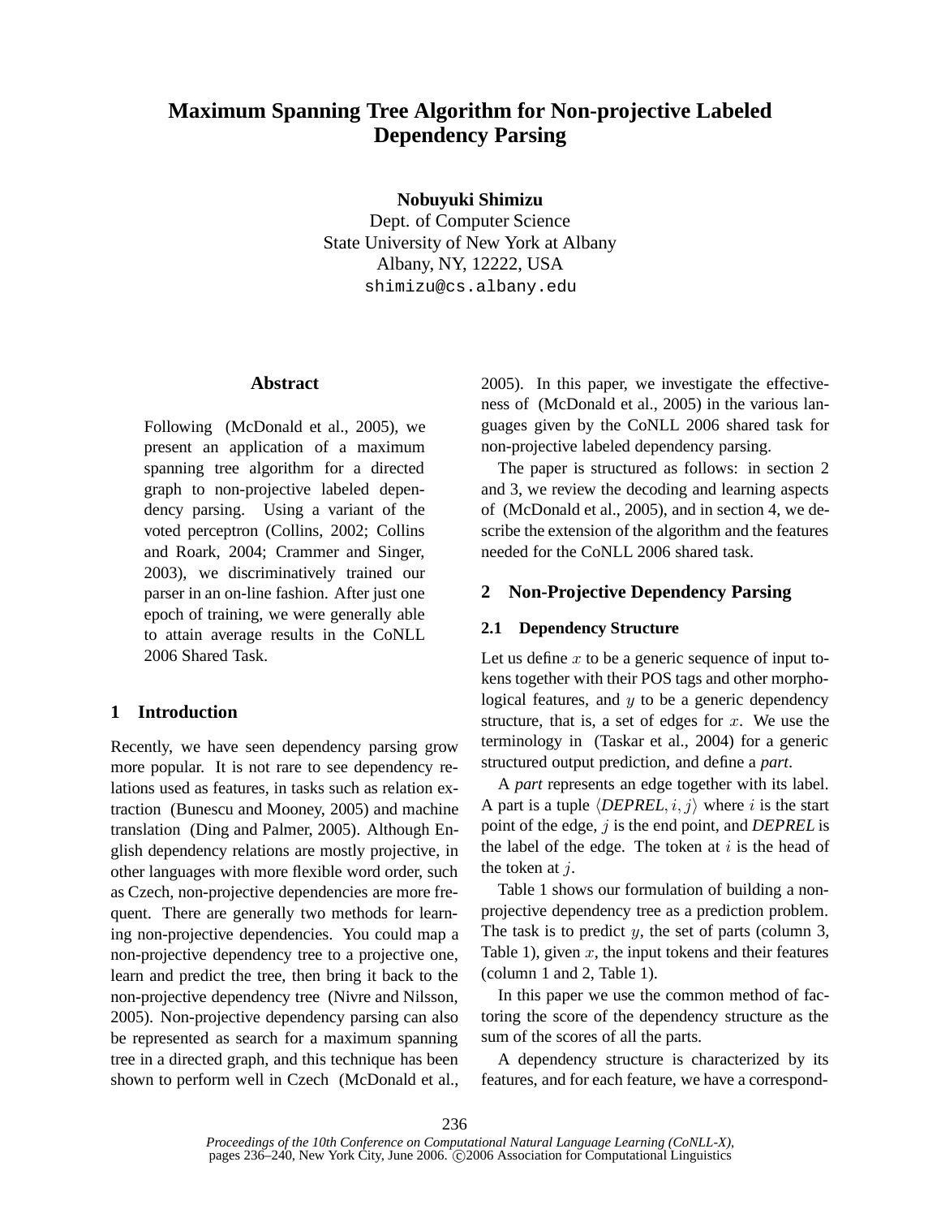# Maximum Spanning Tree Algorithm for Non-projective Labeled Dependency Parsing

**Nobuyuki Shimizu**
Dept. of Computer Science
State University of New York at Albany
Albany, NY, 12222, USA
shimizu@cs.albany.edu

## Abstract

Following (McDonald et al., 2005), we present an application of a maximum spanning tree algorithm for a directed graph to non-projective labeled dependency parsing. Using a variant of the voted perceptron (Collins, 2002; Collins and Roark, 2004; Crammer and Singer, 2003), we discriminatively trained our parser in an on-line fashion. After just one epoch of training, we were generally able to attain average results in the CoNLL 2006 Shared Task.

## 1 Introduction

Recently, we have seen dependency parsing grow more popular. It is not rare to see dependency relations used as features, in tasks such as relation extraction (Bunescu and Mooney, 2005) and machine translation (Ding and Palmer, 2005). Although English dependency relations are mostly projective, in other languages with more flexible word order, such as Czech, non-projective dependencies are more frequent. There are generally two methods for learning non-projective dependencies. You could map a non-projective dependency tree to a projective one, learn and predict the tree, then bring it back to the non-projective dependency tree (Nivre and Nilsson, 2005). Non-projective dependency parsing can also be represented as search for a maximum spanning tree in a directed graph, and this technique has been shown to perform well in Czech (McDonald et al., 2005). In this paper, we investigate the effectiveness of (McDonald et al., 2005) in the various languages given by the CoNLL 2006 shared task for non-projective labeled dependency parsing.

The paper is structured as follows: in section 2 and 3, we review the decoding and learning aspects of (McDonald et al., 2005), and in section 4, we describe the extension of the algorithm and the features needed for the CoNLL 2006 shared task.

## 2 Non-Projective Dependency Parsing

### 2.1 Dependency Structure

Let us define $x$ to be a generic sequence of input tokens together with their POS tags and other morphological features, and $y$ to be a generic dependency structure, that is, a set of edges for $x$. We use the terminology in (Taskar et al., 2004) for a generic structured output prediction, and define a *part*.

A *part* represents an edge together with its label. A part is a tuple $\langle \mathit{DEPREL}, i, j \rangle$ where $i$ is the start point of the edge, $j$ is the end point, and *DEPREL* is the label of the edge. The token at $i$ is the head of the token at $j$.

Table 1 shows our formulation of building a non-projective dependency tree as a prediction problem. The task is to predict $y$, the set of parts (column 3, Table 1), given $x$, the input tokens and their features (column 1 and 2, Table 1).

In this paper we use the common method of factoring the score of the dependency structure as the sum of the scores of all the parts.

A dependency structure is characterized by its features, and for each feature, we have a correspond-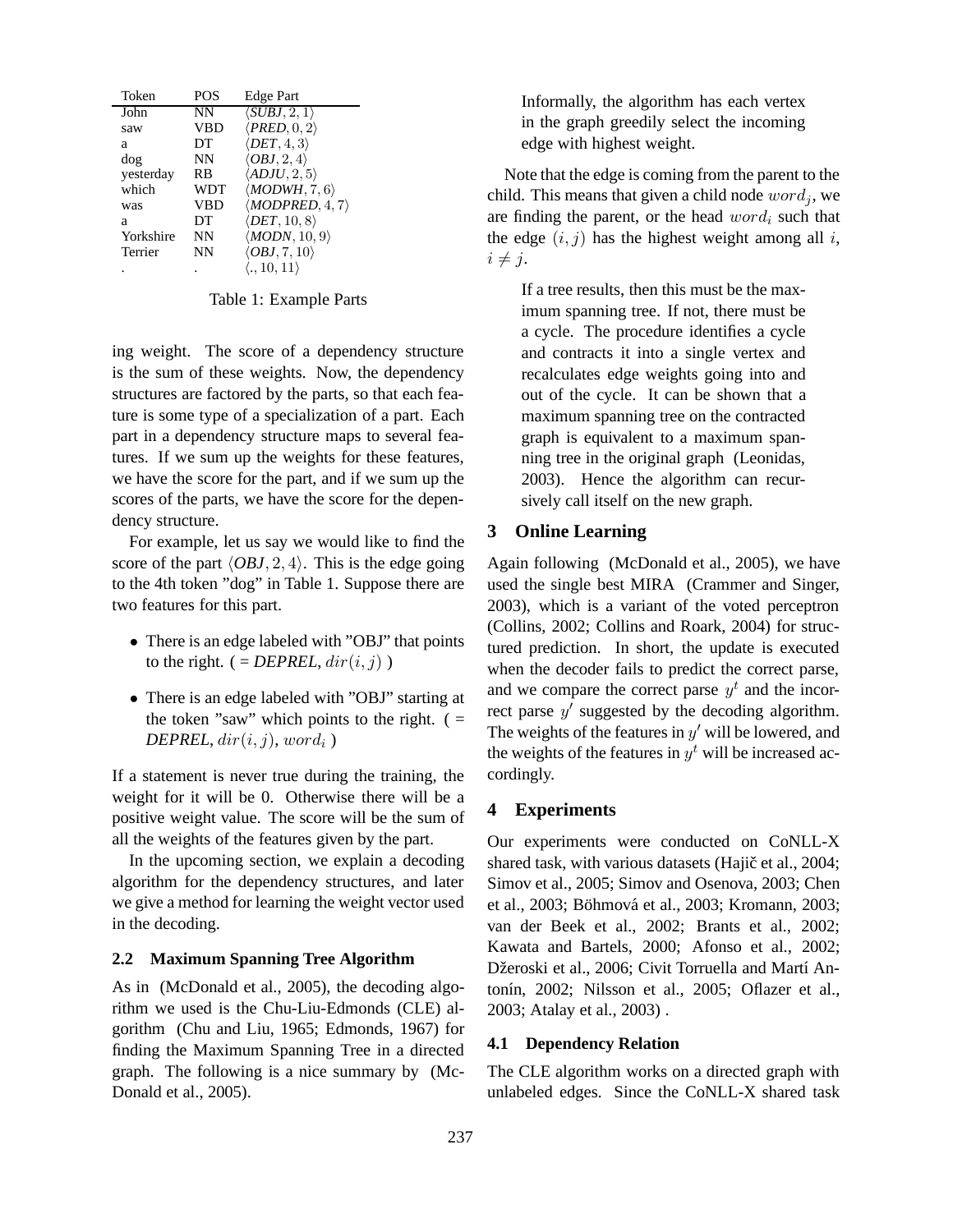| Token | POS | Edge Part |
| --- | --- | --- |
| John | NN | $\langle$*SUBJ*$, 2, 1\rangle$ |
| saw | VBD | $\langle$*PRED*$, 0, 2\rangle$ |
| a | DT | $\langle$*DET*$, 4, 3\rangle$ |
| dog | NN | $\langle$*OBJ*$, 2, 4\rangle$ |
| yesterday | RB | $\langle$*ADJU*$, 2, 5\rangle$ |
| which | WDT | $\langle$*MODWH*$, 7, 6\rangle$ |
| was | VBD | $\langle$*MODPRED*$, 4, 7\rangle$ |
| a | DT | $\langle$*DET*$, 10, 8\rangle$ |
| Yorkshire | NN | $\langle$*MODN*$, 10, 9\rangle$ |
| Terrier | NN | $\langle$*OBJ*$, 7, 10\rangle$ |
| . | . | $\langle ., 10, 11\rangle$ |

Table 1: Example Parts

ing weight. The score of a dependency structure is the sum of these weights. Now, the dependency structures are factored by the parts, so that each feature is some type of a specialization of a part. Each part in a dependency structure maps to several features. If we sum up the weights for these features, we have the score for the part, and if we sum up the scores of the parts, we have the score for the dependency structure.

For example, let us say we would like to find the score of the part $\langle$*OBJ*$, 2, 4\rangle$. This is the edge going to the 4th token "dog" in Table 1. Suppose there are two features for this part.

- There is an edge labeled with "OBJ" that points to the right. ( = *DEPREL*, $dir(i, j)$ )
- There is an edge labeled with "OBJ" starting at the token "saw" which points to the right. ( = *DEPREL*, $dir(i, j)$, $word_i$ )

If a statement is never true during the training, the weight for it will be 0. Otherwise there will be a positive weight value. The score will be the sum of all the weights of the features given by the part.

In the upcoming section, we explain a decoding algorithm for the dependency structures, and later we give a method for learning the weight vector used in the decoding.

### 2.2 Maximum Spanning Tree Algorithm

As in (McDonald et al., 2005), the decoding algorithm we used is the Chu-Liu-Edmonds (CLE) algorithm (Chu and Liu, 1965; Edmonds, 1967) for finding the Maximum Spanning Tree in a directed graph. The following is a nice summary by (McDonald et al., 2005).

> Informally, the algorithm has each vertex in the graph greedily select the incoming edge with highest weight.

Note that the edge is coming from the parent to the child. This means that given a child node $word_j$, we are finding the parent, or the head $word_i$ such that the edge $(i, j)$ has the highest weight among all $i$, $i \neq j$.

> If a tree results, then this must be the maximum spanning tree. If not, there must be a cycle. The procedure identifies a cycle and contracts it into a single vertex and recalculates edge weights going into and out of the cycle. It can be shown that a maximum spanning tree on the contracted graph is equivalent to a maximum spanning tree in the original graph (Leonidas, 2003). Hence the algorithm can recursively call itself on the new graph.

## 3 Online Learning

Again following (McDonald et al., 2005), we have used the single best MIRA (Crammer and Singer, 2003), which is a variant of the voted perceptron (Collins, 2002; Collins and Roark, 2004) for structured prediction. In short, the update is executed when the decoder fails to predict the correct parse, and we compare the correct parse $y^t$ and the incorrect parse $y'$ suggested by the decoding algorithm. The weights of the features in $y'$ will be lowered, and the weights of the features in $y^t$ will be increased accordingly.

## 4 Experiments

Our experiments were conducted on CoNLL-X shared task, with various datasets (Hajič et al., 2004; Simov et al., 2005; Simov and Osenova, 2003; Chen et al., 2003; Böhmová et al., 2003; Kromann, 2003; van der Beek et al., 2002; Brants et al., 2002; Kawata and Bartels, 2000; Afonso et al., 2002; Džeroski et al., 2006; Civit Torruella and Martí Antonín, 2002; Nilsson et al., 2005; Oflazer et al., 2003; Atalay et al., 2003) .

### 4.1 Dependency Relation

The CLE algorithm works on a directed graph with unlabeled edges. Since the CoNLL-X shared task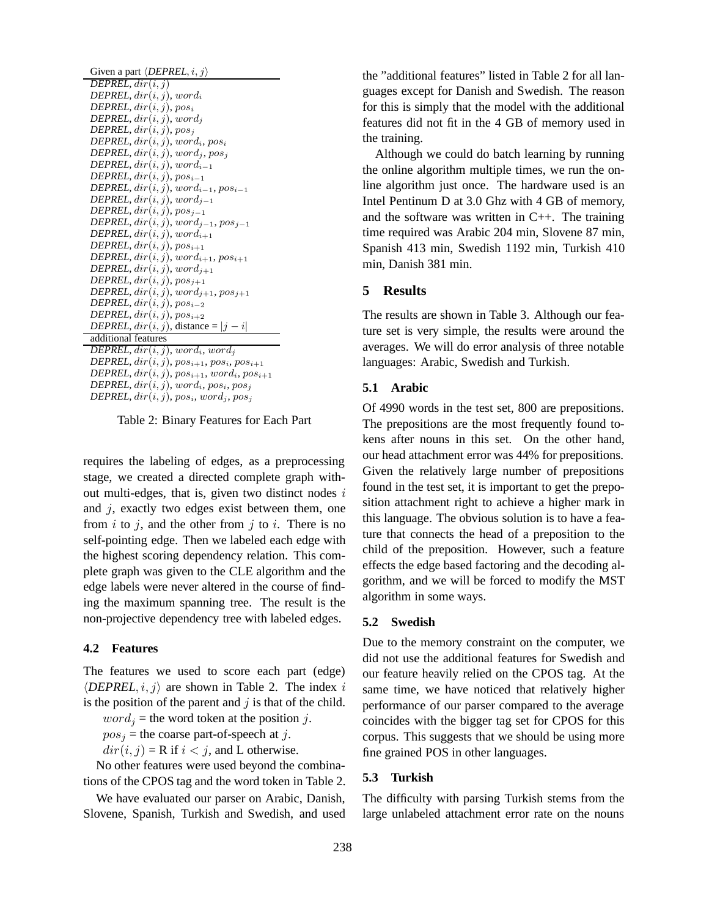| Given a part ⟨*DEPREL*, $i, j$⟩ |
|---|
| *DEPREL*, $dir(i,j)$ |
| *DEPREL*, $dir(i,j)$, $word_i$ |
| *DEPREL*, $dir(i,j)$, $pos_i$ |
| *DEPREL*, $dir(i,j)$, $word_j$ |
| *DEPREL*, $dir(i,j)$, $pos_j$ |
| *DEPREL*, $dir(i,j)$, $word_i$, $pos_i$ |
| *DEPREL*, $dir(i,j)$, $word_j$, $pos_j$ |
| *DEPREL*, $dir(i,j)$, $word_{i-1}$ |
| *DEPREL*, $dir(i,j)$, $pos_{i-1}$ |
| *DEPREL*, $dir(i,j)$, $word_{i-1}$, $pos_{i-1}$ |
| *DEPREL*, $dir(i,j)$, $word_{j-1}$ |
| *DEPREL*, $dir(i,j)$, $pos_{j-1}$ |
| *DEPREL*, $dir(i,j)$, $word_{j-1}$, $pos_{j-1}$ |
| *DEPREL*, $dir(i,j)$, $word_{i+1}$ |
| *DEPREL*, $dir(i,j)$, $pos_{i+1}$ |
| *DEPREL*, $dir(i,j)$, $word_{i+1}$, $pos_{i+1}$ |
| *DEPREL*, $dir(i,j)$, $word_{j+1}$ |
| *DEPREL*, $dir(i,j)$, $pos_{j+1}$ |
| *DEPREL*, $dir(i,j)$, $word_{j+1}$, $pos_{j+1}$ |
| *DEPREL*, $dir(i,j)$, $pos_{i-2}$ |
| *DEPREL*, $dir(i,j)$, $pos_{i+2}$ |
| *DEPREL*, $dir(i,j)$, distance = $\lvert j-i \rvert$ |
| additional features |
| *DEPREL*, $dir(i,j)$, $word_i$, $word_j$ |
| *DEPREL*, $dir(i,j)$, $pos_{i+1}$, $pos_i$, $pos_{i+1}$ |
| *DEPREL*, $dir(i,j)$, $pos_{i+1}$, $word_i$, $pos_{i+1}$ |
| *DEPREL*, $dir(i,j)$, $word_i$, $pos_i$, $pos_j$ |
| *DEPREL*, $dir(i,j)$, $pos_i$, $word_j$, $pos_j$ |

Table 2: Binary Features for Each Part

requires the labeling of edges, as a preprocessing stage, we created a directed complete graph without multi-edges, that is, given two distinct nodes $i$ and $j$, exactly two edges exist between them, one from $i$ to $j$, and the other from $j$ to $i$. There is no self-pointing edge. Then we labeled each edge with the highest scoring dependency relation. This complete graph was given to the CLE algorithm and the edge labels were never altered in the course of finding the maximum spanning tree. The result is the non-projective dependency tree with labeled edges.

### 4.2 Features

The features we used to score each part (edge) ⟨*DEPREL*, $i, j$⟩ are shown in Table 2. The index $i$ is the position of the parent and $j$ is that of the child.

$word_j$ = the word token at the position $j$.

$pos_j$ = the coarse part-of-speech at $j$.

$dir(i,j)$ = R if $i < j$, and L otherwise.

No other features were used beyond the combinations of the CPOS tag and the word token in Table 2.

We have evaluated our parser on Arabic, Danish, Slovene, Spanish, Turkish and Swedish, and used the "additional features" listed in Table 2 for all languages except for Danish and Swedish. The reason for this is simply that the model with the additional features did not fit in the 4 GB of memory used in the training.

Although we could do batch learning by running the online algorithm multiple times, we run the online algorithm just once. The hardware used is an Intel Pentinum D at 3.0 Ghz with 4 GB of memory, and the software was written in C++. The training time required was Arabic 204 min, Slovene 87 min, Spanish 413 min, Swedish 1192 min, Turkish 410 min, Danish 381 min.

## 5 Results

The results are shown in Table 3. Although our feature set is very simple, the results were around the averages. We will do error analysis of three notable languages: Arabic, Swedish and Turkish.

### 5.1 Arabic

Of 4990 words in the test set, 800 are prepositions. The prepositions are the most frequently found tokens after nouns in this set. On the other hand, our head attachment error was 44% for prepositions. Given the relatively large number of prepositions found in the test set, it is important to get the preposition attachment right to achieve a higher mark in this language. The obvious solution is to have a feature that connects the head of a preposition to the child of the preposition. However, such a feature effects the edge based factoring and the decoding algorithm, and we will be forced to modify the MST algorithm in some ways.

### 5.2 Swedish

Due to the memory constraint on the computer, we did not use the additional features for Swedish and our feature heavily relied on the CPOS tag. At the same time, we have noticed that relatively higher performance of our parser compared to the average coincides with the bigger tag set for CPOS for this corpus. This suggests that we should be using more fine grained POS in other languages.

### 5.3 Turkish

The difficulty with parsing Turkish stems from the large unlabeled attachment error rate on the nouns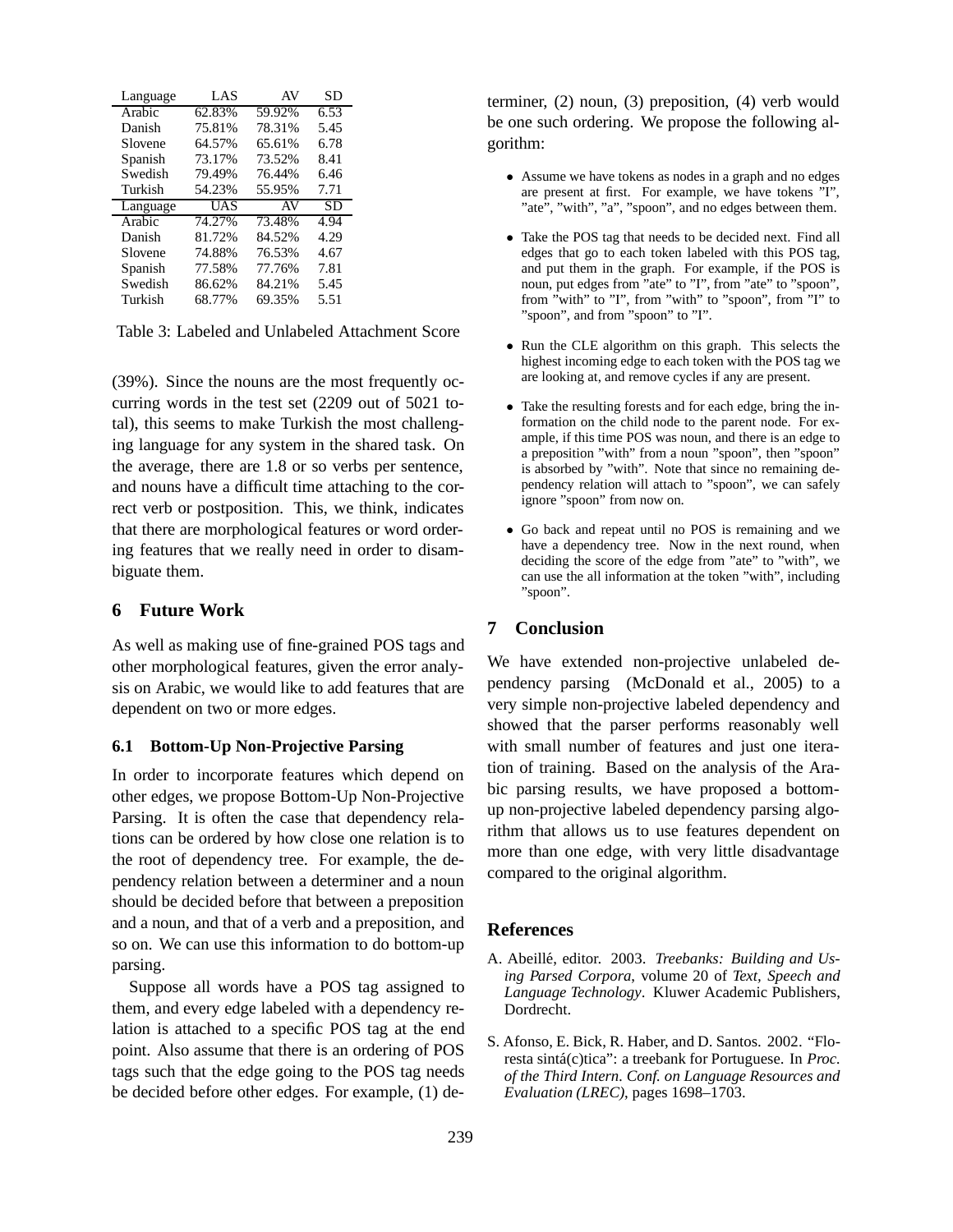| Language | LAS | AV | SD |
|---|---|---|---|
| Arabic | 62.83% | 59.92% | 6.53 |
| Danish | 75.81% | 78.31% | 5.45 |
| Slovene | 64.57% | 65.61% | 6.78 |
| Spanish | 73.17% | 73.52% | 8.41 |
| Swedish | 79.49% | 76.44% | 6.46 |
| Turkish | 54.23% | 55.95% | 7.71 |
| Language | UAS | AV | SD |
| Arabic | 74.27% | 73.48% | 4.94 |
| Danish | 81.72% | 84.52% | 4.29 |
| Slovene | 74.88% | 76.53% | 4.67 |
| Spanish | 77.58% | 77.76% | 7.81 |
| Swedish | 86.62% | 84.21% | 5.45 |
| Turkish | 68.77% | 69.35% | 5.51 |

Table 3: Labeled and Unlabeled Attachment Score

(39%). Since the nouns are the most frequently occurring words in the test set (2209 out of 5021 total), this seems to make Turkish the most challenging language for any system in the shared task. On the average, there are 1.8 or so verbs per sentence, and nouns have a difficult time attaching to the correct verb or postposition. This, we think, indicates that there are morphological features or word ordering features that we really need in order to disambiguate them.

## 6 Future Work

As well as making use of fine-grained POS tags and other morphological features, given the error analysis on Arabic, we would like to add features that are dependent on two or more edges.

### 6.1 Bottom-Up Non-Projective Parsing

In order to incorporate features which depend on other edges, we propose Bottom-Up Non-Projective Parsing. It is often the case that dependency relations can be ordered by how close one relation is to the root of dependency tree. For example, the dependency relation between a determiner and a noun should be decided before that between a preposition and a noun, and that of a verb and a preposition, and so on. We can use this information to do bottom-up parsing.

Suppose all words have a POS tag assigned to them, and every edge labeled with a dependency relation is attached to a specific POS tag at the end point. Also assume that there is an ordering of POS tags such that the edge going to the POS tag needs be decided before other edges. For example, (1) determiner, (2) noun, (3) preposition, (4) verb would be one such ordering. We propose the following algorithm:

- Assume we have tokens as nodes in a graph and no edges are present at first. For example, we have tokens "I", "ate", "with", "a", "spoon", and no edges between them.
- Take the POS tag that needs to be decided next. Find all edges that go to each token labeled with this POS tag, and put them in the graph. For example, if the POS is noun, put edges from "ate" to "I", from "ate" to "spoon", from "with" to "I", from "with" to "spoon", from "I" to "spoon", and from "spoon" to "I".
- Run the CLE algorithm on this graph. This selects the highest incoming edge to each token with the POS tag we are looking at, and remove cycles if any are present.
- Take the resulting forests and for each edge, bring the information on the child node to the parent node. For example, if this time POS was noun, and there is an edge to a preposition "with" from a noun "spoon", then "spoon" is absorbed by "with". Note that since no remaining dependency relation will attach to "spoon", we can safely ignore "spoon" from now on.
- Go back and repeat until no POS is remaining and we have a dependency tree. Now in the next round, when deciding the score of the edge from "ate" to "with", we can use the all information at the token "with", including "spoon".

## 7 Conclusion

We have extended non-projective unlabeled dependency parsing (McDonald et al., 2005) to a very simple non-projective labeled dependency and showed that the parser performs reasonably well with small number of features and just one iteration of training. Based on the analysis of the Arabic parsing results, we have proposed a bottom-up non-projective labeled dependency parsing algorithm that allows us to use features dependent on more than one edge, with very little disadvantage compared to the original algorithm.

## References

A. Abeillé, editor. 2003. *Treebanks: Building and Using Parsed Corpora*, volume 20 of *Text, Speech and Language Technology*. Kluwer Academic Publishers, Dordrecht.

S. Afonso, E. Bick, R. Haber, and D. Santos. 2002. "Floresta sintá(c)tica": a treebank for Portuguese. In *Proc. of the Third Intern. Conf. on Language Resources and Evaluation (LREC)*, pages 1698–1703.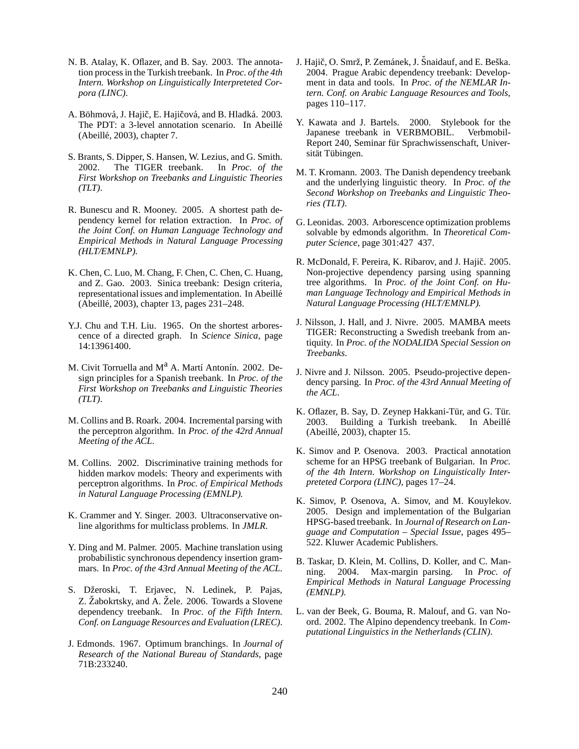N. B. Atalay, K. Oflazer, and B. Say. 2003. The annotation process in the Turkish treebank. In *Proc. of the 4th Intern. Workshop on Linguistically Interpreteted Corpora (LINC)*.

A. Böhmová, J. Hajič, E. Hajičová, and B. Hladká. 2003. The PDT: a 3-level annotation scenario. In Abeillé (Abeillé, 2003), chapter 7.

S. Brants, S. Dipper, S. Hansen, W. Lezius, and G. Smith. 2002. The TIGER treebank. In *Proc. of the First Workshop on Treebanks and Linguistic Theories (TLT)*.

R. Bunescu and R. Mooney. 2005. A shortest path dependency kernel for relation extraction. In *Proc. of the Joint Conf. on Human Language Technology and Empirical Methods in Natural Language Processing (HLT/EMNLP)*.

K. Chen, C. Luo, M. Chang, F. Chen, C. Chen, C. Huang, and Z. Gao. 2003. Sinica treebank: Design criteria, representational issues and implementation. In Abeillé (Abeillé, 2003), chapter 13, pages 231–248.

Y.J. Chu and T.H. Liu. 1965. On the shortest arborescence of a directed graph. In *Science Sinica*, page 14:13961400.

M. Civit Torruella and M[a] A. Martí Antonín. 2002. Design principles for a Spanish treebank. In *Proc. of the First Workshop on Treebanks and Linguistic Theories (TLT)*.

M. Collins and B. Roark. 2004. Incremental parsing with the perceptron algorithm. In *Proc. of the 42rd Annual Meeting of the ACL*.

M. Collins. 2002. Discriminative training methods for hidden markov models: Theory and experiments with perceptron algorithms. In *Proc. of Empirical Methods in Natural Language Processing (EMNLP)*.

K. Crammer and Y. Singer. 2003. Ultraconservative online algorithms for multiclass problems. In *JMLR*.

Y. Ding and M. Palmer. 2005. Machine translation using probabilistic synchronous dependency insertion grammars. In *Proc. of the 43rd Annual Meeting of the ACL*.

S. Džeroski, T. Erjavec, N. Ledinek, P. Pajas, Z. Žabokrtsky, and A. Žele. 2006. Towards a Slovene dependency treebank. In *Proc. of the Fifth Intern. Conf. on Language Resources and Evaluation (LREC)*.

J. Edmonds. 1967. Optimum branchings. In *Journal of Research of the National Bureau of Standards*, page 71B:233240.

J. Hajič, O. Smrž, P. Zemánek, J. Šnaidauf, and E. Beška. 2004. Prague Arabic dependency treebank: Development in data and tools. In *Proc. of the NEMLAR Intern. Conf. on Arabic Language Resources and Tools*, pages 110–117.

Y. Kawata and J. Bartels. 2000. Stylebook for the Japanese treebank in VERBMOBIL. Verbmobil-Report 240, Seminar für Sprachwissenschaft, Universität Tübingen.

M. T. Kromann. 2003. The Danish dependency treebank and the underlying linguistic theory. In *Proc. of the Second Workshop on Treebanks and Linguistic Theories (TLT)*.

G. Leonidas. 2003. Arborescence optimization problems solvable by edmonds algorithm. In *Theoretical Computer Science*, page 301:427 437.

R. McDonald, F. Pereira, K. Ribarov, and J. Hajič. 2005. Non-projective dependency parsing using spanning tree algorithms. In *Proc. of the Joint Conf. on Human Language Technology and Empirical Methods in Natural Language Processing (HLT/EMNLP)*.

J. Nilsson, J. Hall, and J. Nivre. 2005. MAMBA meets TIGER: Reconstructing a Swedish treebank from antiquity. In *Proc. of the NODALIDA Special Session on Treebanks*.

J. Nivre and J. Nilsson. 2005. Pseudo-projective dependency parsing. In *Proc. of the 43rd Annual Meeting of the ACL*.

K. Oflazer, B. Say, D. Zeynep Hakkani-Tür, and G. Tür. 2003. Building a Turkish treebank. In Abeillé (Abeillé, 2003), chapter 15.

K. Simov and P. Osenova. 2003. Practical annotation scheme for an HPSG treebank of Bulgarian. In *Proc. of the 4th Intern. Workshop on Linguistically Interpreteted Corpora (LINC)*, pages 17–24.

K. Simov, P. Osenova, A. Simov, and M. Kouylekov. 2005. Design and implementation of the Bulgarian HPSG-based treebank. In *Journal of Research on Language and Computation – Special Issue*, pages 495–522. Kluwer Academic Publishers.

B. Taskar, D. Klein, M. Collins, D. Koller, and C. Manning. 2004. Max-margin parsing. In *Proc. of Empirical Methods in Natural Language Processing (EMNLP)*.

L. van der Beek, G. Bouma, R. Malouf, and G. van Noord. 2002. The Alpino dependency treebank. In *Computational Linguistics in the Netherlands (CLIN)*.